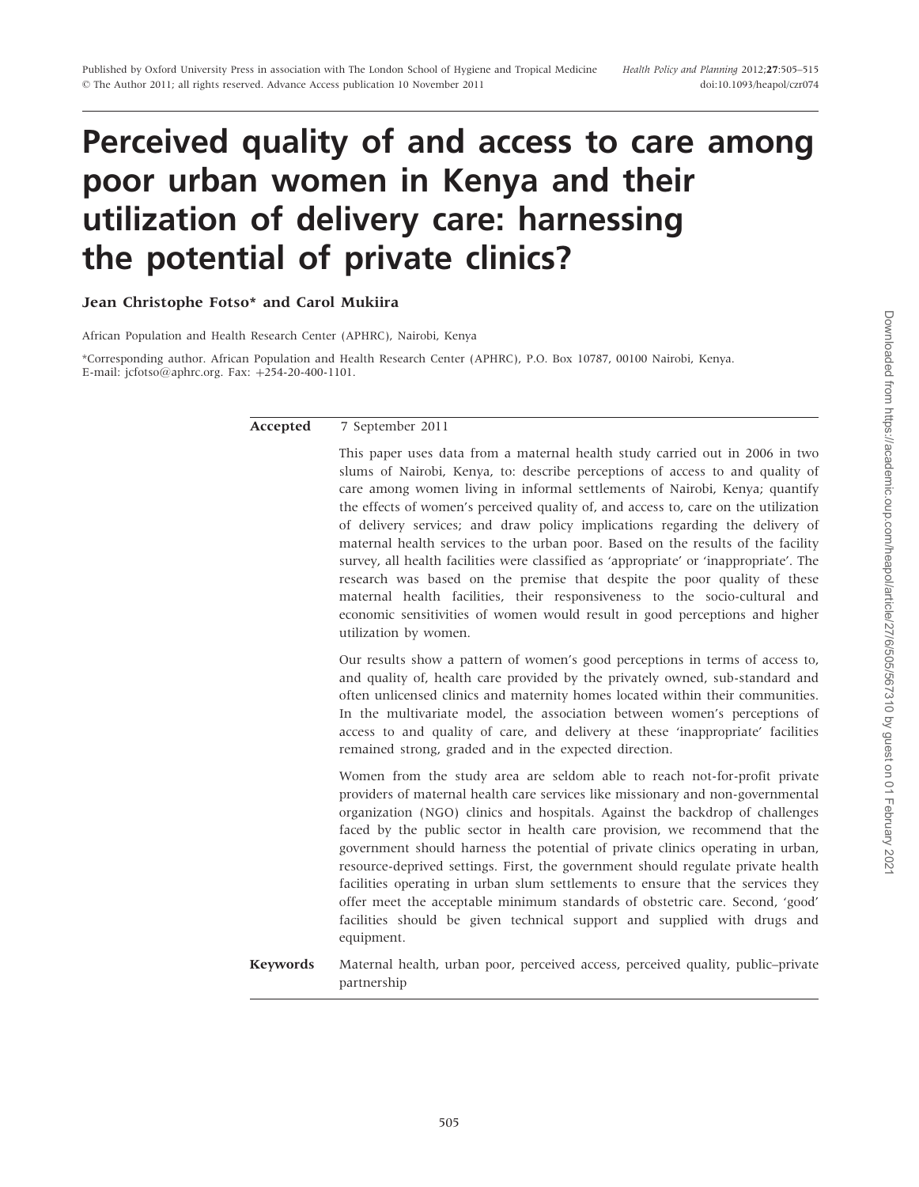# Perceived quality of and access to care among poor urban women in Kenya and their utilization of delivery care: harnessing the potential of private clinics?

**Jean Christophe Fotso\* and Carol Mukiira**

African Population and Health Research Center (APHRC), Nairobi, Kenya

\*Corresponding author. African Population and Health Research Center (APHRC), P.O. Box 10787, 00100 Nairobi, Kenya. E-mail: jcfotso@aphrc.org. Fax: +254-20-400-1101.

**Accepted** 7 September 2011

This paper uses data from a maternal health study carried out in 2006 in two slums of Nairobi, Kenya, to: describe perceptions of access to and quality of care among women living in informal settlements of Nairobi, Kenya; quantify the effects of women's perceived quality of, and access to, care on the utilization of delivery services; and draw policy implications regarding the delivery of maternal health services to the urban poor. Based on the results of the facility survey, all health facilities were classified as 'appropriate' or 'inappropriate'. The research was based on the premise that despite the poor quality of these maternal health facilities, their responsiveness to the socio-cultural and economic sensitivities of women would result in good perceptions and higher utilization by women.

Our results show a pattern of women's good perceptions in terms of access to, and quality of, health care provided by the privately owned, sub-standard and often unlicensed clinics and maternity homes located within their communities. In the multivariate model, the association between women's perceptions of access to and quality of care, and delivery at these 'inappropriate' facilities remained strong, graded and in the expected direction.

Women from the study area are seldom able to reach not-for-profit private providers of maternal health care services like missionary and non-governmental organization (NGO) clinics and hospitals. Against the backdrop of challenges faced by the public sector in health care provision, we recommend that the government should harness the potential of private clinics operating in urban, resource-deprived settings. First, the government should regulate private health facilities operating in urban slum settlements to ensure that the services they offer meet the acceptable minimum standards of obstetric care. Second, 'good' facilities should be given technical support and supplied with drugs and equipment.

**Keywords** Maternal health, urban poor, perceived access, perceived quality, public–private partnership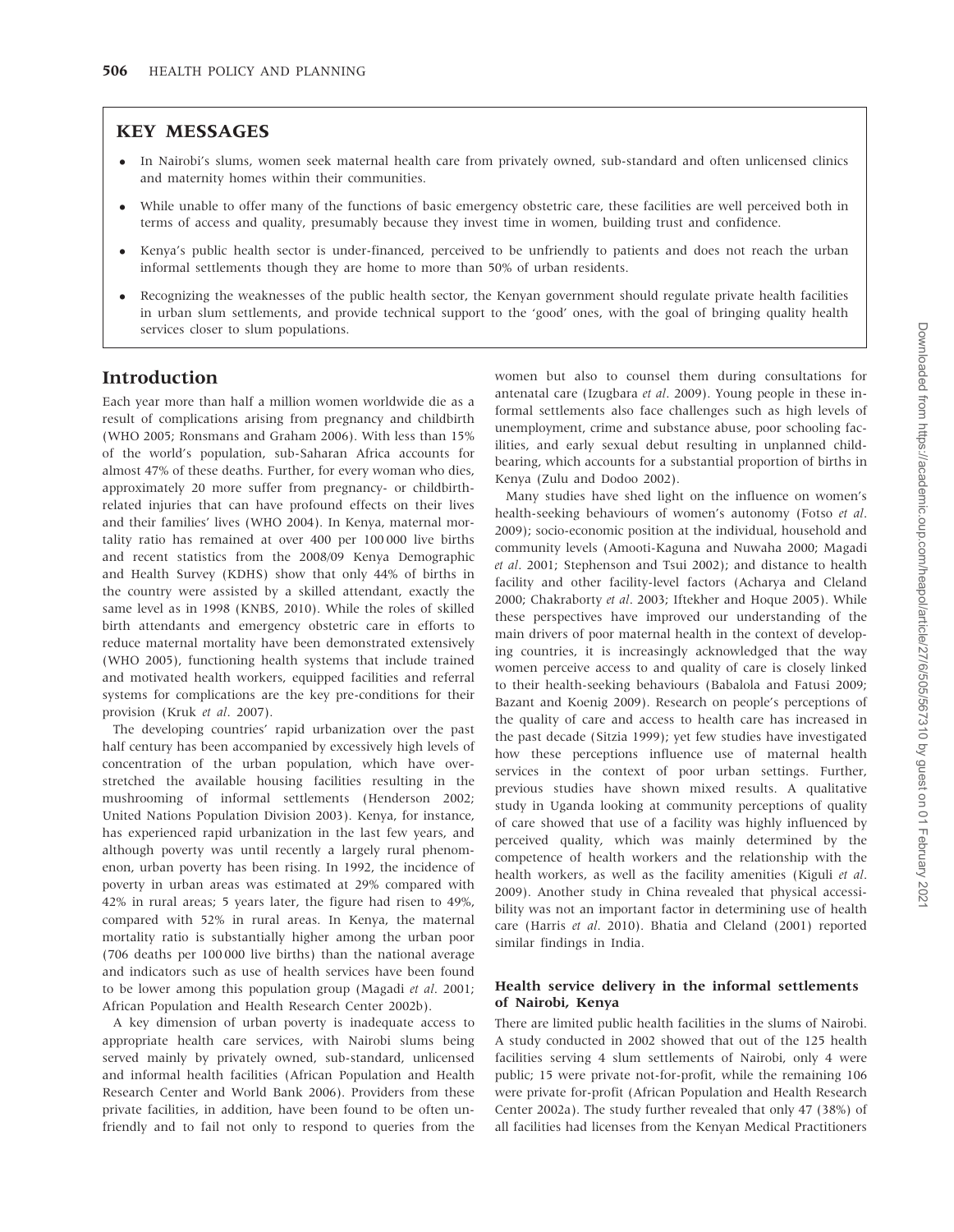## KEY MESSAGES

- In Nairobi's slums, women seek maternal health care from privately owned, sub-standard and often unlicensed clinics and maternity homes within their communities.
- While unable to offer many of the functions of basic emergency obstetric care, these facilities are well perceived both in terms of access and quality, presumably because they invest time in women, building trust and confidence.
- Kenya's public health sector is under-financed, perceived to be unfriendly to patients and does not reach the urban informal settlements though they are home to more than 50% of urban residents.
- Recognizing the weaknesses of the public health sector, the Kenyan government should regulate private health facilities in urban slum settlements, and provide technical support to the 'good' ones, with the goal of bringing quality health services closer to slum populations.

## Introduction

Each year more than half a million women worldwide die as a result of complications arising from pregnancy and childbirth (WHO 2005; Ronsmans and Graham 2006). With less than 15% of the world's population, sub-Saharan Africa accounts for almost 47% of these deaths. Further, for every woman who dies, approximately 20 more suffer from pregnancy- or childbirth-related injuries that can have profound effects on their lives and their families' lives (WHO 2004). In Kenya, maternal mortality ratio has remained at over 400 per 100 000 live births and recent statistics from the 2008/09 Kenya Demographic and Health Survey (KDHS) show that only 44% of births in the country were assisted by a skilled attendant, exactly the same level as in 1998 (KNBS, 2010). While the roles of skilled birth attendants and emergency obstetric care in efforts to reduce maternal mortality have been demonstrated extensively (WHO 2005), functioning health systems that include trained and motivated health workers, equipped facilities and referral systems for complications are the key pre-conditions for their provision (Kruk *et al*. 2007).

The developing countries' rapid urbanization over the past half century has been accompanied by excessively high levels of concentration of the urban population, which have over-stretched the available housing facilities resulting in the mushrooming of informal settlements (Henderson 2002; United Nations Population Division 2003). Kenya, for instance, has experienced rapid urbanization in the last few years, and although poverty was until recently a largely rural phenomenon, urban poverty has been rising. In 1992, the incidence of poverty in urban areas was estimated at 29% compared with 42% in rural areas; 5 years later, the figure had risen to 49%, compared with 52% in rural areas. In Kenya, the maternal mortality ratio is substantially higher among the urban poor (706 deaths per 100 000 live births) than the national average and indicators such as use of health services have been found to be lower among this population group (Magadi *et al*. 2001; African Population and Health Research Center 2002b).

A key dimension of urban poverty is inadequate access to appropriate health care services, with Nairobi slums being served mainly by privately owned, sub-standard, unlicensed and informal health facilities (African Population and Health Research Center and World Bank 2006). Providers from these private facilities, in addition, have been found to be often unfriendly and to fail not only to respond to queries from the women but also to counsel them during consultations for antenatal care (Izugbara *et al*. 2009). Young people in these informal settlements also face challenges such as high levels of unemployment, crime and substance abuse, poor schooling facilities, and early sexual debut resulting in unplanned childbearing, which accounts for a substantial proportion of births in Kenya (Zulu and Dodoo 2002).

Many studies have shed light on the influence on women's health-seeking behaviours of women's autonomy (Fotso *et al*. 2009); socio-economic position at the individual, household and community levels (Amooti-Kaguna and Nuwaha 2000; Magadi *et al*. 2001; Stephenson and Tsui 2002); and distance to health facility and other facility-level factors (Acharya and Cleland 2000; Chakraborty *et al*. 2003; Iftekher and Hoque 2005). While these perspectives have improved our understanding of the main drivers of poor maternal health in the context of developing countries, it is increasingly acknowledged that the way women perceive access to and quality of care is closely linked to their health-seeking behaviours (Babalola and Fatusi 2009; Bazant and Koenig 2009). Research on people's perceptions of the quality of care and access to health care has increased in the past decade (Sitzia 1999); yet few studies have investigated how these perceptions influence use of maternal health services in the context of poor urban settings. Further, previous studies have shown mixed results. A qualitative study in Uganda looking at community perceptions of quality of care showed that use of a facility was highly influenced by perceived quality, which was mainly determined by the competence of health workers and the relationship with the health workers, as well as the facility amenities (Kiguli *et al*. 2009). Another study in China revealed that physical accessibility was not an important factor in determining use of health care (Harris *et al*. 2010). Bhatia and Cleland (2001) reported similar findings in India.

### Health service delivery in the informal settlements of Nairobi, Kenya

There are limited public health facilities in the slums of Nairobi. A study conducted in 2002 showed that out of the 125 health facilities serving 4 slum settlements of Nairobi, only 4 were public; 15 were private not-for-profit, while the remaining 106 were private for-profit (African Population and Health Research Center 2002a). The study further revealed that only 47 (38%) of all facilities had licenses from the Kenyan Medical Practitioners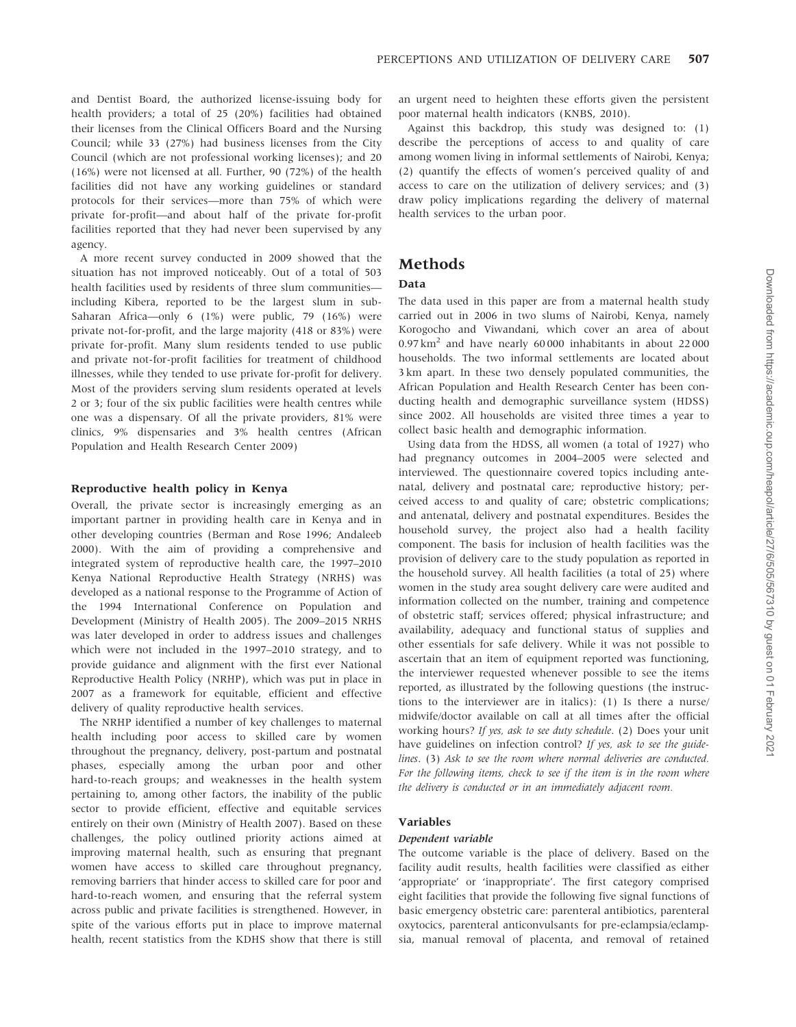and Dentist Board, the authorized license-issuing body for health providers; a total of 25 (20%) facilities had obtained their licenses from the Clinical Officers Board and the Nursing Council; while 33 (27%) had business licenses from the City Council (which are not professional working licenses); and 20 (16%) were not licensed at all. Further, 90 (72%) of the health facilities did not have any working guidelines or standard protocols for their services—more than 75% of which were private for-profit—and about half of the private for-profit facilities reported that they had never been supervised by any agency.

A more recent survey conducted in 2009 showed that the situation has not improved noticeably. Out of a total of 503 health facilities used by residents of three slum communities—including Kibera, reported to be the largest slum in sub-Saharan Africa—only 6 (1%) were public, 79 (16%) were private not-for-profit, and the large majority (418 or 83%) were private for-profit. Many slum residents tended to use public and private not-for-profit facilities for treatment of childhood illnesses, while they tended to use private for-profit for delivery. Most of the providers serving slum residents operated at levels 2 or 3; four of the six public facilities were health centres while one was a dispensary. Of all the private providers, 81% were clinics, 9% dispensaries and 3% health centres (African Population and Health Research Center 2009)

### Reproductive health policy in Kenya

Overall, the private sector is increasingly emerging as an important partner in providing health care in Kenya and in other developing countries (Berman and Rose 1996; Andaleeb 2000). With the aim of providing a comprehensive and integrated system of reproductive health care, the 1997–2010 Kenya National Reproductive Health Strategy (NRHS) was developed as a national response to the Programme of Action of the 1994 International Conference on Population and Development (Ministry of Health 2005). The 2009–2015 NRHS was later developed in order to address issues and challenges which were not included in the 1997–2010 strategy, and to provide guidance and alignment with the first ever National Reproductive Health Policy (NRHP), which was put in place in 2007 as a framework for equitable, efficient and effective delivery of quality reproductive health services.

The NRHP identified a number of key challenges to maternal health including poor access to skilled care by women throughout the pregnancy, delivery, post-partum and postnatal phases, especially among the urban poor and other hard-to-reach groups; and weaknesses in the health system pertaining to, among other factors, the inability of the public sector to provide efficient, effective and equitable services entirely on their own (Ministry of Health 2007). Based on these challenges, the policy outlined priority actions aimed at improving maternal health, such as ensuring that pregnant women have access to skilled care throughout pregnancy, removing barriers that hinder access to skilled care for poor and hard-to-reach women, and ensuring that the referral system across public and private facilities is strengthened. However, in spite of the various efforts put in place to improve maternal health, recent statistics from the KDHS show that there is still an urgent need to heighten these efforts given the persistent poor maternal health indicators (KNBS, 2010).

Against this backdrop, this study was designed to: (1) describe the perceptions of access to and quality of care among women living in informal settlements of Nairobi, Kenya; (2) quantify the effects of women's perceived quality of and access to care on the utilization of delivery services; and (3) draw policy implications regarding the delivery of maternal health services to the urban poor.

## Methods

### Data

The data used in this paper are from a maternal health study carried out in 2006 in two slums of Nairobi, Kenya, namely Korogocho and Viwandani, which cover an area of about 0.97 km$^2$ and have nearly 60 000 inhabitants in about 22 000 households. The two informal settlements are located about 3 km apart. In these two densely populated communities, the African Population and Health Research Center has been conducting health and demographic surveillance system (HDSS) since 2002. All households are visited three times a year to collect basic health and demographic information.

Using data from the HDSS, all women (a total of 1927) who had pregnancy outcomes in 2004–2005 were selected and interviewed. The questionnaire covered topics including antenatal, delivery and postnatal care; reproductive history; perceived access to and quality of care; obstetric complications; and antenatal, delivery and postnatal expenditures. Besides the household survey, the project also had a health facility component. The basis for inclusion of health facilities was the provision of delivery care to the study population as reported in the household survey. All health facilities (a total of 25) where women in the study area sought delivery care were audited and information collected on the number, training and competence of obstetric staff; services offered; physical infrastructure; and availability, adequacy and functional status of supplies and other essentials for safe delivery. While it was not possible to ascertain that an item of equipment reported was functioning, the interviewer requested whenever possible to see the items reported, as illustrated by the following questions (the instructions to the interviewer are in italics): (1) Is there a nurse/midwife/doctor available on call at all times after the official working hours? *If yes, ask to see duty schedule*. (2) Does your unit have guidelines on infection control? *If yes, ask to see the guidelines*. (3) *Ask to see the room where normal deliveries are conducted. For the following items, check to see if the item is in the room where the delivery is conducted or in an immediately adjacent room.*

### Variables

#### Dependent variable

The outcome variable is the place of delivery. Based on the facility audit results, health facilities were classified as either 'appropriate' or 'inappropriate'. The first category comprised eight facilities that provide the following five signal functions of basic emergency obstetric care: parenteral antibiotics, parenteral oxytocics, parenteral anticonvulsants for pre-eclampsia/eclampsia, manual removal of placenta, and removal of retained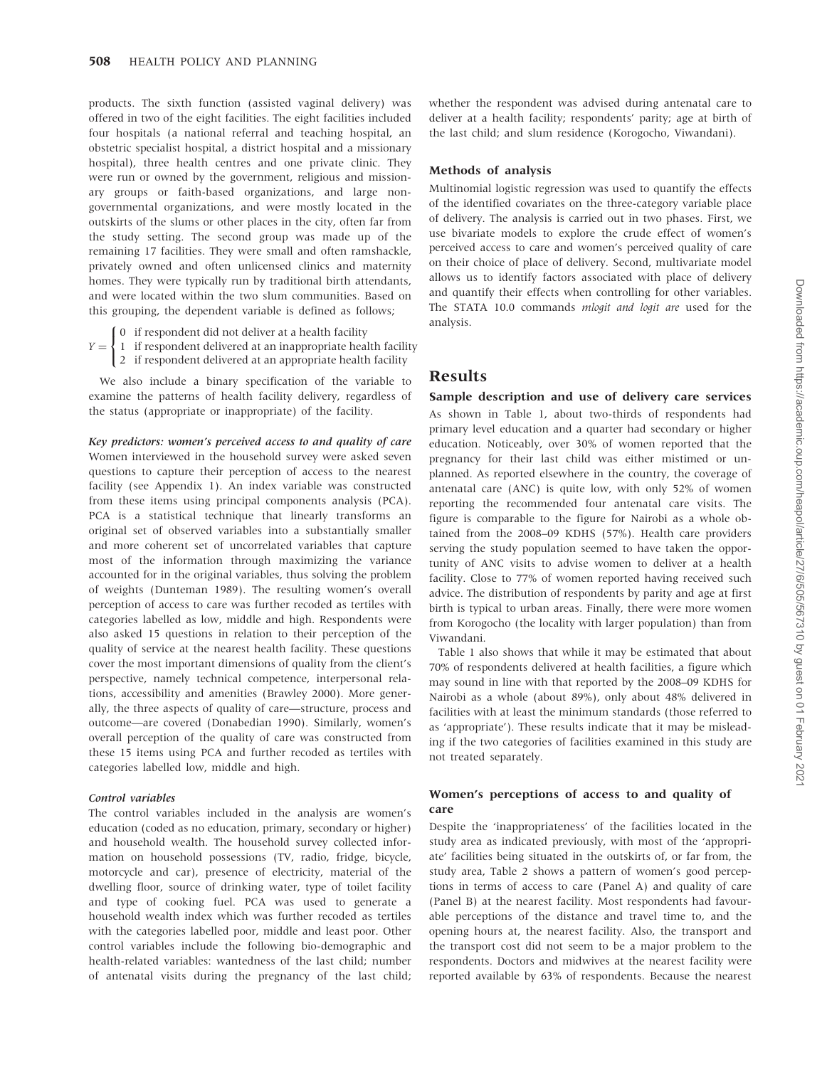products. The sixth function (assisted vaginal delivery) was offered in two of the eight facilities. The eight facilities included four hospitals (a national referral and teaching hospital, an obstetric specialist hospital, a district hospital and a missionary hospital), three health centres and one private clinic. They were run or owned by the government, religious and missionary groups or faith-based organizations, and large non-governmental organizations, and were mostly located in the outskirts of the slums or other places in the city, often far from the study setting. The second group was made up of the remaining 17 facilities. They were small and often ramshackle, privately owned and often unlicensed clinics and maternity homes. They were typically run by traditional birth attendants, and were located within the two slum communities. Based on this grouping, the dependent variable is defined as follows;

$$Y = \begin{cases} 0 & \text{if respondent did not deliver at a health facility} \\ 1 & \text{if respondent delivered at an inappropriate health facility} \\ 2 & \text{if respondent delivered at an appropriate health facility} \end{cases}$$

We also include a binary specification of the variable to examine the patterns of health facility delivery, regardless of the status (appropriate or inappropriate) of the facility.

#### *Key predictors: women's perceived access to and quality of care*

Women interviewed in the household survey were asked seven questions to capture their perception of access to the nearest facility (see Appendix 1). An index variable was constructed from these items using principal components analysis (PCA). PCA is a statistical technique that linearly transforms an original set of observed variables into a substantially smaller and more coherent set of uncorrelated variables that capture most of the information through maximizing the variance accounted for in the original variables, thus solving the problem of weights (Dunteman 1989). The resulting women's overall perception of access to care was further recoded as tertiles with categories labelled as low, middle and high. Respondents were also asked 15 questions in relation to their perception of the quality of service at the nearest health facility. These questions cover the most important dimensions of quality from the client's perspective, namely technical competence, interpersonal relations, accessibility and amenities (Brawley 2000). More generally, the three aspects of quality of care—structure, process and outcome—are covered (Donabedian 1990). Similarly, women's overall perception of the quality of care was constructed from these 15 items using PCA and further recoded as tertiles with categories labelled low, middle and high.

#### *Control variables*

The control variables included in the analysis are women's education (coded as no education, primary, secondary or higher) and household wealth. The household survey collected information on household possessions (TV, radio, fridge, bicycle, motorcycle and car), presence of electricity, material of the dwelling floor, source of drinking water, type of toilet facility and type of cooking fuel. PCA was used to generate a household wealth index which was further recoded as tertiles with the categories labelled poor, middle and least poor. Other control variables include the following bio-demographic and health-related variables: wantedness of the last child; number of antenatal visits during the pregnancy of the last child; whether the respondent was advised during antenatal care to deliver at a health facility; respondents' parity; age at birth of the last child; and slum residence (Korogocho, Viwandani).

### Methods of analysis

Multinomial logistic regression was used to quantify the effects of the identified covariates on the three-category variable place of delivery. The analysis is carried out in two phases. First, we use bivariate models to explore the crude effect of women's perceived access to care and women's perceived quality of care on their choice of place of delivery. Second, multivariate model allows us to identify factors associated with place of delivery and quantify their effects when controlling for other variables. The STATA 10.0 commands *mlogit and logit are* used for the analysis.

## Results

### Sample description and use of delivery care services

As shown in Table 1, about two-thirds of respondents had primary level education and a quarter had secondary or higher education. Noticeably, over 30% of women reported that the pregnancy for their last child was either mistimed or unplanned. As reported elsewhere in the country, the coverage of antenatal care (ANC) is quite low, with only 52% of women reporting the recommended four antenatal care visits. The figure is comparable to the figure for Nairobi as a whole obtained from the 2008–09 KDHS (57%). Health care providers serving the study population seemed to have taken the opportunity of ANC visits to advise women to deliver at a health facility. Close to 77% of women reported having received such advice. The distribution of respondents by parity and age at first birth is typical to urban areas. Finally, there were more women from Korogocho (the locality with larger population) than from Viwandani.

Table 1 also shows that while it may be estimated that about 70% of respondents delivered at health facilities, a figure which may sound in line with that reported by the 2008–09 KDHS for Nairobi as a whole (about 89%), only about 48% delivered in facilities with at least the minimum standards (those referred to as 'appropriate'). These results indicate that it may be misleading if the two categories of facilities examined in this study are not treated separately.

### Women's perceptions of access to and quality of care

Despite the 'inappropriateness' of the facilities located in the study area as indicated previously, with most of the 'appropriate' facilities being situated in the outskirts of, or far from, the study area, Table 2 shows a pattern of women's good perceptions in terms of access to care (Panel A) and quality of care (Panel B) at the nearest facility. Most respondents had favourable perceptions of the distance and travel time to, and the opening hours at, the nearest facility. Also, the transport and the transport cost did not seem to be a major problem to the respondents. Doctors and midwives at the nearest facility were reported available by 63% of respondents. Because the nearest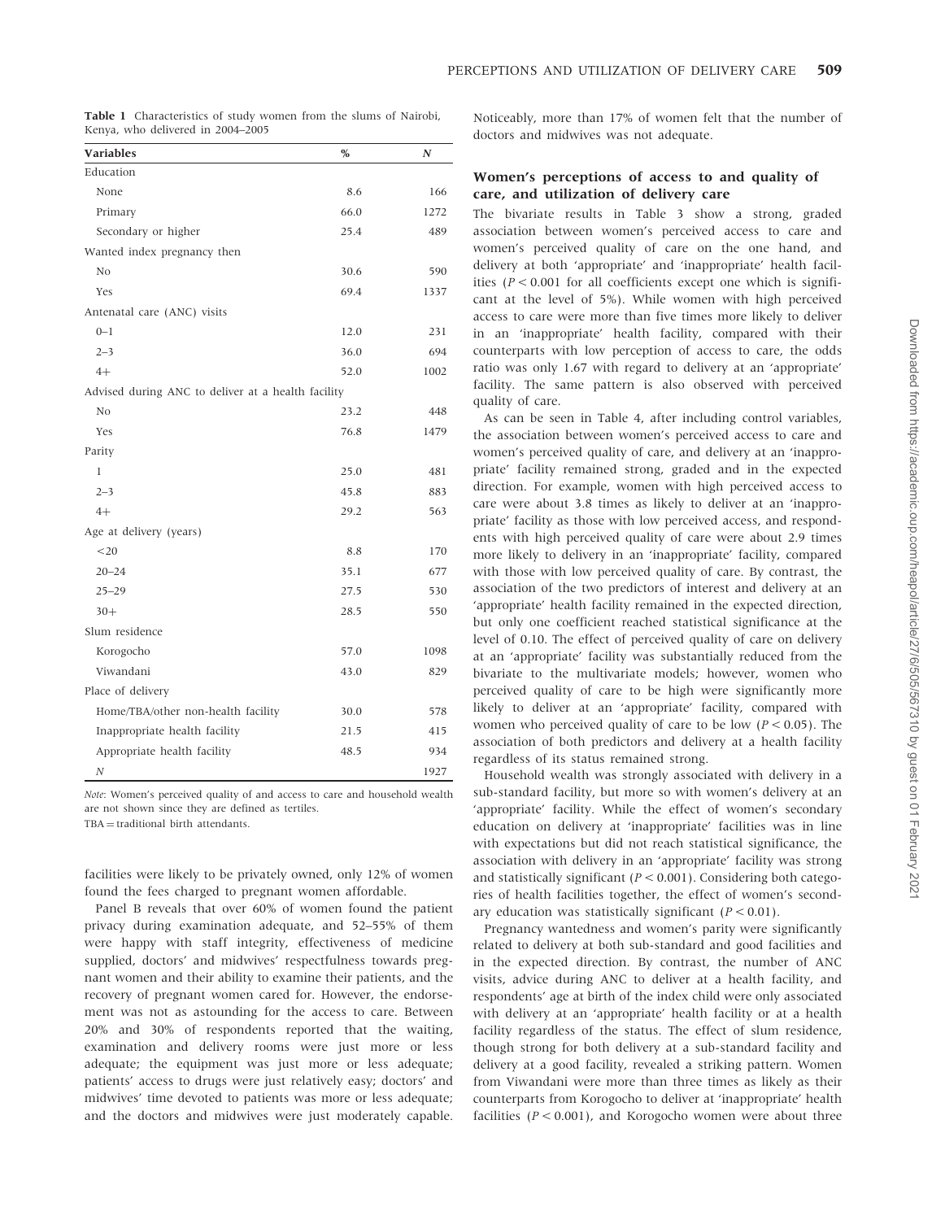**Table 1** Characteristics of study women from the slums of Nairobi, Kenya, who delivered in 2004–2005

| Variables | % | N |
|---|---|---|
| Education | | |
| None | 8.6 | 166 |
| Primary | 66.0 | 1272 |
| Secondary or higher | 25.4 | 489 |
| Wanted index pregnancy then | | |
| No | 30.6 | 590 |
| Yes | 69.4 | 1337 |
| Antenatal care (ANC) visits | | |
| 0–1 | 12.0 | 231 |
| 2–3 | 36.0 | 694 |
| 4+ | 52.0 | 1002 |
| Advised during ANC to deliver at a health facility | | |
| No | 23.2 | 448 |
| Yes | 76.8 | 1479 |
| Parity | | |
| 1 | 25.0 | 481 |
| 2–3 | 45.8 | 883 |
| 4+ | 29.2 | 563 |
| Age at delivery (years) | | |
| <20 | 8.8 | 170 |
| 20–24 | 35.1 | 677 |
| 25–29 | 27.5 | 530 |
| 30+ | 28.5 | 550 |
| Slum residence | | |
| Korogocho | 57.0 | 1098 |
| Viwandani | 43.0 | 829 |
| Place of delivery | | |
| Home/TBA/other non-health facility | 30.0 | 578 |
| Inappropriate health facility | 21.5 | 415 |
| Appropriate health facility | 48.5 | 934 |
| N | | 1927 |

*Note*: Women's perceived quality of and access to care and household wealth are not shown since they are defined as tertiles.
TBA = traditional birth attendants.

facilities were likely to be privately owned, only 12% of women found the fees charged to pregnant women affordable.

Panel B reveals that over 60% of women found the patient privacy during examination adequate, and 52–55% of them were happy with staff integrity, effectiveness of medicine supplied, doctors' and midwives' respectfulness towards pregnant women and their ability to examine their patients, and the recovery of pregnant women cared for. However, the endorsement was not as astounding for the access to care. Between 20% and 30% of respondents reported that the waiting, examination and delivery rooms were just more or less adequate; the equipment was just more or less adequate; patients' access to drugs were just relatively easy; doctors' and midwives' time devoted to patients was more or less adequate; and the doctors and midwives were just moderately capable. Noticeably, more than 17% of women felt that the number of doctors and midwives was not adequate.

### Women's perceptions of access to and quality of care, and utilization of delivery care

The bivariate results in Table 3 show a strong, graded association between women's perceived access to care and women's perceived quality of care on the one hand, and delivery at both 'appropriate' and 'inappropriate' health facilities ($P < 0.001$ for all coefficients except one which is significant at the level of 5%). While women with high perceived access to care were more than five times more likely to deliver in an 'inappropriate' health facility, compared with their counterparts with low perception of access to care, the odds ratio was only 1.67 with regard to delivery at an 'appropriate' facility. The same pattern is also observed with perceived quality of care.

As can be seen in Table 4, after including control variables, the association between women's perceived access to care and women's perceived quality of care, and delivery at an 'inappropriate' facility remained strong, graded and in the expected direction. For example, women with high perceived access to care were about 3.8 times as likely to deliver at an 'inappropriate' facility as those with low perceived access, and respondents with high perceived quality of care were about 2.9 times more likely to delivery in an 'inappropriate' facility, compared with those with low perceived quality of care. By contrast, the association of the two predictors of interest and delivery at an 'appropriate' health facility remained in the expected direction, but only one coefficient reached statistical significance at the level of 0.10. The effect of perceived quality of care on delivery at an 'appropriate' facility was substantially reduced from the bivariate to the multivariate models; however, women who perceived quality of care to be high were significantly more likely to deliver at an 'appropriate' facility, compared with women who perceived quality of care to be low ($P < 0.05$). The association of both predictors and delivery at a health facility regardless of its status remained strong.

Household wealth was strongly associated with delivery in a sub-standard facility, but more so with women's delivery at an 'appropriate' facility. While the effect of women's secondary education on delivery at 'inappropriate' facilities was in line with expectations but did not reach statistical significance, the association with delivery in an 'appropriate' facility was strong and statistically significant ($P < 0.001$). Considering both categories of health facilities together, the effect of women's secondary education was statistically significant ($P < 0.01$).

Pregnancy wantedness and women's parity were significantly related to delivery at both sub-standard and good facilities and in the expected direction. By contrast, the number of ANC visits, advice during ANC to deliver at a health facility, and respondents' age at birth of the index child were only associated with delivery at an 'appropriate' health facility or at a health facility regardless of the status. The effect of slum residence, though strong for both delivery at a sub-standard facility and delivery at a good facility, revealed a striking pattern. Women from Viwandani were more than three times as likely as their counterparts from Korogocho to deliver at 'inappropriate' health facilities ($P < 0.001$), and Korogocho women were about three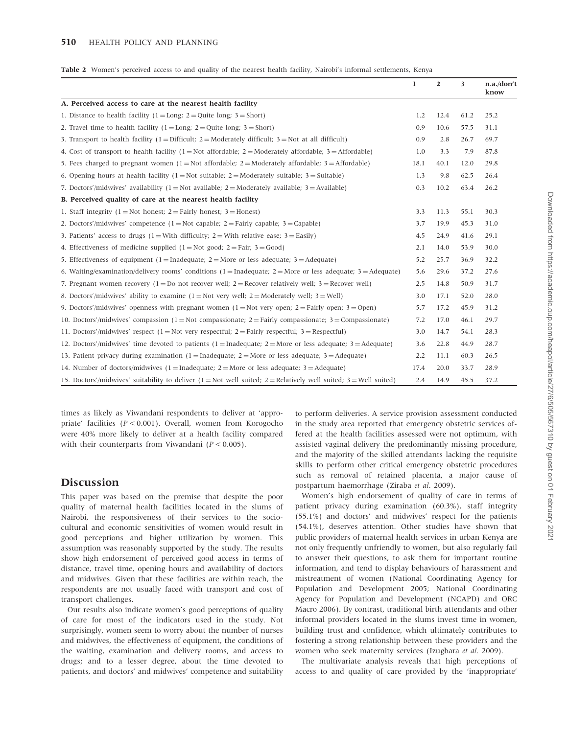**Table 2** Women's perceived access to and quality of the nearest health facility, Nairobi's informal settlements, Kenya

| | 1 | 2 | 3 | n.a./don't know |
|---|---|---|---|---|
| **A. Perceived access to care at the nearest health facility** | | | | |
| 1. Distance to health facility (1 = Long; 2 = Quite long; 3 = Short) | 1.2 | 12.4 | 61.2 | 25.2 |
| 2. Travel time to health facility (1 = Long; 2 = Quite long; 3 = Short) | 0.9 | 10.6 | 57.5 | 31.1 |
| 3. Transport to health facility (1 = Difficult; 2 = Moderately difficult; 3 = Not at all difficult) | 0.9 | 2.8 | 26.7 | 69.7 |
| 4. Cost of transport to health facility (1 = Not affordable; 2 = Moderately affordable; 3 = Affordable) | 1.0 | 3.3 | 7.9 | 87.8 |
| 5. Fees charged to pregnant women (1 = Not affordable; 2 = Moderately affordable; 3 = Affordable) | 18.1 | 40.1 | 12.0 | 29.8 |
| 6. Opening hours at health facility (1 = Not suitable; 2 = Moderately suitable; 3 = Suitable) | 1.3 | 9.8 | 62.5 | 26.4 |
| 7. Doctors'/midwives' availability (1 = Not available; 2 = Moderately available; 3 = Available) | 0.3 | 10.2 | 63.4 | 26.2 |
| **B. Perceived quality of care at the nearest health facility** | | | | |
| 1. Staff integrity (1 = Not honest; 2 = Fairly honest; 3 = Honest) | 3.3 | 11.3 | 55.1 | 30.3 |
| 2. Doctors'/midwives' competence (1 = Not capable; 2 = Fairly capable; 3 = Capable) | 3.7 | 19.9 | 45.3 | 31.0 |
| 3. Patients' access to drugs (1 = With difficulty; 2 = With relative ease; 3 = Easily) | 4.5 | 24.9 | 41.6 | 29.1 |
| 4. Effectiveness of medicine supplied (1 = Not good; 2 = Fair; 3 = Good) | 2.1 | 14.0 | 53.9 | 30.0 |
| 5. Effectiveness of equipment (1 = Inadequate; 2 = More or less adequate; 3 = Adequate) | 5.2 | 25.7 | 36.9 | 32.2 |
| 6. Waiting/examination/delivery rooms' conditions (1 = Inadequate; 2 = More or less adequate; 3 = Adequate) | 5.6 | 29.6 | 37.2 | 27.6 |
| 7. Pregnant women recovery (1 = Do not recover well; 2 = Recover relatively well; 3 = Recover well) | 2.5 | 14.8 | 50.9 | 31.7 |
| 8. Doctors'/midwives' ability to examine (1 = Not very well; 2 = Moderately well; 3 = Well) | 3.0 | 17.1 | 52.0 | 28.0 |
| 9. Doctors'/midwives' openness with pregnant women (1 = Not very open; 2 = Fairly open; 3 = Open) | 5.7 | 17.2 | 45.9 | 31.2 |
| 10. Doctors'/midwives' compassion (1 = Not compassionate; 2 = Fairly compassionate; 3 = Compassionate) | 7.2 | 17.0 | 46.1 | 29.7 |
| 11. Doctors'/midwives' respect (1 = Not very respectful; 2 = Fairly respectful; 3 = Respectful) | 3.0 | 14.7 | 54.1 | 28.3 |
| 12. Doctors'/midwives' time devoted to patients (1 = Inadequate; 2 = More or less adequate; 3 = Adequate) | 3.6 | 22.8 | 44.9 | 28.7 |
| 13. Patient privacy during examination (1 = Inadequate; 2 = More or less adequate; 3 = Adequate) | 2.2 | 11.1 | 60.3 | 26.5 |
| 14. Number of doctors/midwives (1 = Inadequate; 2 = More or less adequate; 3 = Adequate) | 17.4 | 20.0 | 33.7 | 28.9 |
| 15. Doctors'/midwives' suitability to deliver (1 = Not well suited; 2 = Relatively well suited; 3 = Well suited) | 2.4 | 14.9 | 45.5 | 37.2 |

times as likely as Viwandani respondents to deliver at 'appropriate' facilities ($P < 0.001$). Overall, women from Korogocho were 40% more likely to deliver at a health facility compared with their counterparts from Viwandani ($P < 0.005$).

## Discussion

This paper was based on the premise that despite the poor quality of maternal health facilities located in the slums of Nairobi, the responsiveness of their services to the socio-cultural and economic sensitivities of women would result in good perceptions and higher utilization by women. This assumption was reasonably supported by the study. The results show high endorsement of perceived good access in terms of distance, travel time, opening hours and availability of doctors and midwives. Given that these facilities are within reach, the respondents are not usually faced with transport and cost of transport challenges.

Our results also indicate women's good perceptions of quality of care for most of the indicators used in the study. Not surprisingly, women seem to worry about the number of nurses and midwives, the effectiveness of equipment, the conditions of the waiting, examination and delivery rooms, and access to drugs; and to a lesser degree, about the time devoted to patients, and doctors' and midwives' competence and suitability to perform deliveries. A service provision assessment conducted in the study area reported that emergency obstetric services offered at the health facilities assessed were not optimum, with assisted vaginal delivery the predominantly missing procedure, and the majority of the skilled attendants lacking the requisite skills to perform other critical emergency obstetric procedures such as removal of retained placenta, a major cause of postpartum haemorrhage (Ziraba *et al*. 2009).

Women's high endorsement of quality of care in terms of patient privacy during examination (60.3%), staff integrity (55.1%) and doctors' and midwives' respect for the patients (54.1%), deserves attention. Other studies have shown that public providers of maternal health services in urban Kenya are not only frequently unfriendly to women, but also regularly fail to answer their questions, to ask them for important routine information, and tend to display behaviours of harassment and mistreatment of women (National Coordinating Agency for Population and Development 2005; National Coordinating Agency for Population and Development (NCAPD) and ORC Macro 2006). By contrast, traditional birth attendants and other informal providers located in the slums invest time in women, building trust and confidence, which ultimately contributes to fostering a strong relationship between these providers and the women who seek maternity services (Izugbara *et al*. 2009).

The multivariate analysis reveals that high perceptions of access to and quality of care provided by the 'inappropriate'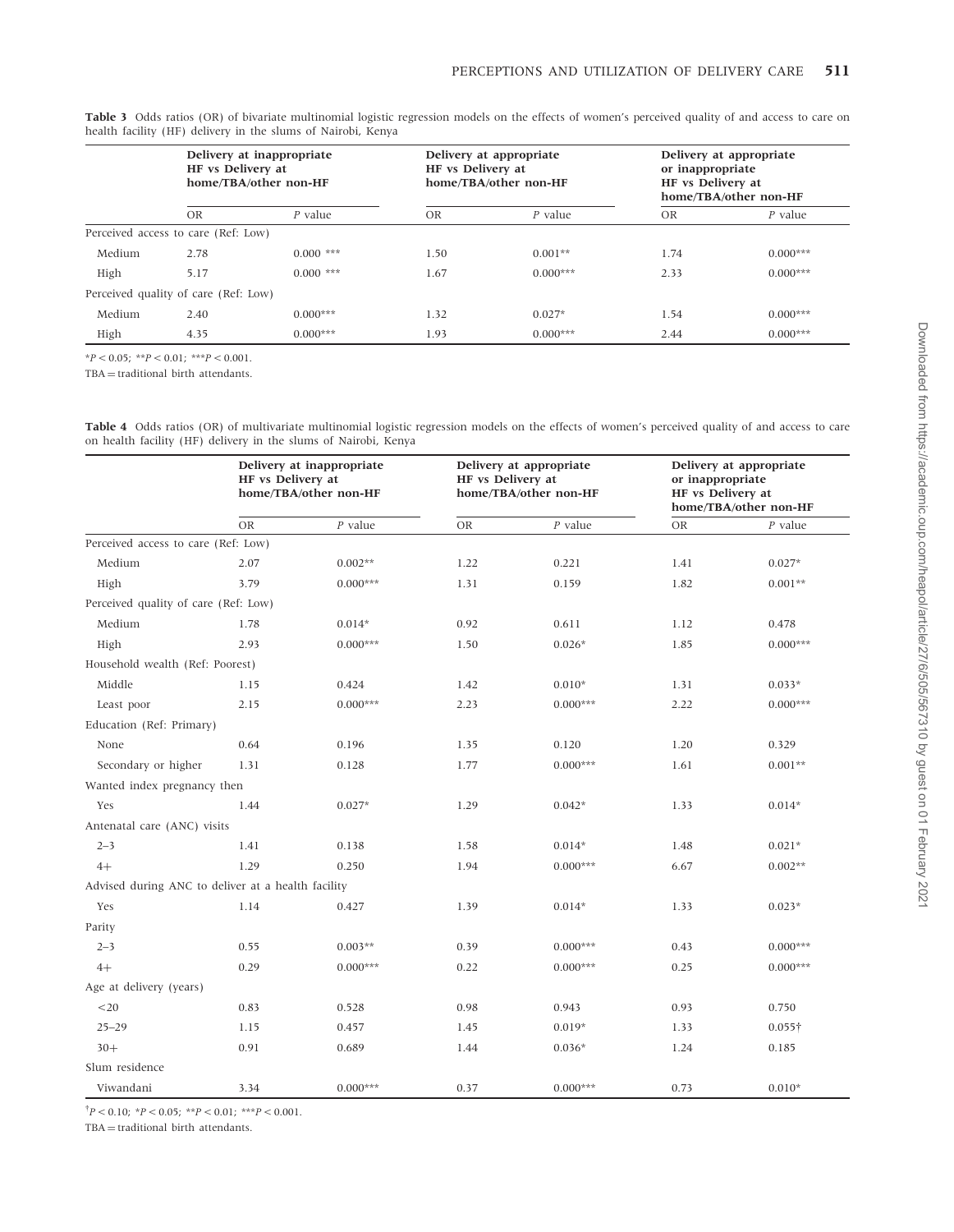**Table 3** Odds ratios (OR) of bivariate multinomial logistic regression models on the effects of women's perceived quality of and access to care on health facility (HF) delivery in the slums of Nairobi, Kenya

| | Delivery at inappropriate HF vs Delivery at home/TBA/other non-HF | | Delivery at appropriate HF vs Delivery at home/TBA/other non-HF | | Delivery at appropriate or inappropriate HF vs Delivery at home/TBA/other non-HF | |
|---|---|---|---|---|---|---|
| | OR | P value | OR | P value | OR | P value |
| Perceived access to care (Ref: Low) | | | | | | |
| Medium | 2.78 | 0.000 *** | 1.50 | 0.001** | 1.74 | 0.000*** |
| High | 5.17 | 0.000 *** | 1.67 | 0.000*** | 2.33 | 0.000*** |
| Perceived quality of care (Ref: Low) | | | | | | |
| Medium | 2.40 | 0.000*** | 1.32 | 0.027* | 1.54 | 0.000*** |
| High | 4.35 | 0.000*** | 1.93 | 0.000*** | 2.44 | 0.000*** |

*$P < 0.05$; **$P < 0.01$; ***$P < 0.001$.

TBA = traditional birth attendants.

**Table 4** Odds ratios (OR) of multivariate multinomial logistic regression models on the effects of women's perceived quality of and access to care on health facility (HF) delivery in the slums of Nairobi, Kenya

| | Delivery at inappropriate HF vs Delivery at home/TBA/other non-HF | | Delivery at appropriate HF vs Delivery at home/TBA/other non-HF | | Delivery at appropriate or inappropriate HF vs Delivery at home/TBA/other non-HF | |
|---|---|---|---|---|---|---|
| | OR | P value | OR | P value | OR | P value |
| Perceived access to care (Ref: Low) | | | | | | |
| Medium | 2.07 | 0.002** | 1.22 | 0.221 | 1.41 | 0.027* |
| High | 3.79 | 0.000*** | 1.31 | 0.159 | 1.82 | 0.001** |
| Perceived quality of care (Ref: Low) | | | | | | |
| Medium | 1.78 | 0.014* | 0.92 | 0.611 | 1.12 | 0.478 |
| High | 2.93 | 0.000*** | 1.50 | 0.026* | 1.85 | 0.000*** |
| Household wealth (Ref: Poorest) | | | | | | |
| Middle | 1.15 | 0.424 | 1.42 | 0.010* | 1.31 | 0.033* |
| Least poor | 2.15 | 0.000*** | 2.23 | 0.000*** | 2.22 | 0.000*** |
| Education (Ref: Primary) | | | | | | |
| None | 0.64 | 0.196 | 1.35 | 0.120 | 1.20 | 0.329 |
| Secondary or higher | 1.31 | 0.128 | 1.77 | 0.000*** | 1.61 | 0.001** |
| Wanted index pregnancy then | | | | | | |
| Yes | 1.44 | 0.027* | 1.29 | 0.042* | 1.33 | 0.014* |
| Antenatal care (ANC) visits | | | | | | |
| 2–3 | 1.41 | 0.138 | 1.58 | 0.014* | 1.48 | 0.021* |
| 4+ | 1.29 | 0.250 | 1.94 | 0.000*** | 6.67 | 0.002** |
| Advised during ANC to deliver at a health facility | | | | | | |
| Yes | 1.14 | 0.427 | 1.39 | 0.014* | 1.33 | 0.023* |
| Parity | | | | | | |
| 2–3 | 0.55 | 0.003** | 0.39 | 0.000*** | 0.43 | 0.000*** |
| 4+ | 0.29 | 0.000*** | 0.22 | 0.000*** | 0.25 | 0.000*** |
| Age at delivery (years) | | | | | | |
| <20 | 0.83 | 0.528 | 0.98 | 0.943 | 0.93 | 0.750 |
| 25–29 | 1.15 | 0.457 | 1.45 | 0.019* | 1.33 | 0.055† |
| 30+ | 0.91 | 0.689 | 1.44 | 0.036* | 1.24 | 0.185 |
| Slum residence | | | | | | |
| Viwandani | 3.34 | 0.000*** | 0.37 | 0.000*** | 0.73 | 0.010* |

†$P < 0.10$; *$P < 0.05$; **$P < 0.01$; ***$P < 0.001$.

TBA = traditional birth attendants.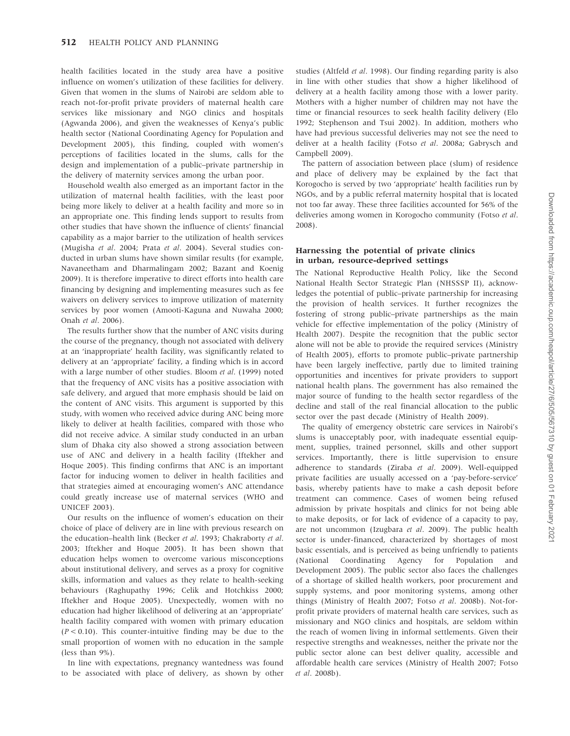health facilities located in the study area have a positive influence on women's utilization of these facilities for delivery. Given that women in the slums of Nairobi are seldom able to reach not-for-profit private providers of maternal health care services like missionary and NGO clinics and hospitals (Agwanda 2006), and given the weaknesses of Kenya's public health sector (National Coordinating Agency for Population and Development 2005), this finding, coupled with women's perceptions of facilities located in the slums, calls for the design and implementation of a public–private partnership in the delivery of maternity services among the urban poor.

Household wealth also emerged as an important factor in the utilization of maternal health facilities, with the least poor being more likely to deliver at a health facility and more so in an appropriate one. This finding lends support to results from other studies that have shown the influence of clients' financial capability as a major barrier to the utilization of health services (Mugisha *et al*. 2004; Prata *et al*. 2004). Several studies conducted in urban slums have shown similar results (for example, Navaneetham and Dharmalingam 2002; Bazant and Koenig 2009). It is therefore imperative to direct efforts into health care financing by designing and implementing measures such as fee waivers on delivery services to improve utilization of maternity services by poor women (Amooti-Kaguna and Nuwaha 2000; Onah *et al*. 2006).

The results further show that the number of ANC visits during the course of the pregnancy, though not associated with delivery at an 'inappropriate' health facility, was significantly related to delivery at an 'appropriate' facility, a finding which is in accord with a large number of other studies. Bloom *et al*. (1999) noted that the frequency of ANC visits has a positive association with safe delivery, and argued that more emphasis should be laid on the content of ANC visits. This argument is supported by this study, with women who received advice during ANC being more likely to deliver at health facilities, compared with those who did not receive advice. A similar study conducted in an urban slum of Dhaka city also showed a strong association between use of ANC and delivery in a health facility (Iftekher and Hoque 2005). This finding confirms that ANC is an important factor for inducing women to deliver in health facilities and that strategies aimed at encouraging women's ANC attendance could greatly increase use of maternal services (WHO and UNICEF 2003).

Our results on the influence of women's education on their choice of place of delivery are in line with previous research on the education–health link (Becker *et al*. 1993; Chakraborty *et al*. 2003; Iftekher and Hoque 2005). It has been shown that education helps women to overcome various misconceptions about institutional delivery, and serves as a proxy for cognitive skills, information and values as they relate to health-seeking behaviours (Raghupathy 1996; Celik and Hotchkiss 2000; Iftekher and Hoque 2005). Unexpectedly, women with no education had higher likelihood of delivering at an 'appropriate' health facility compared with women with primary education ($P < 0.10$). This counter-intuitive finding may be due to the small proportion of women with no education in the sample (less than 9%).

In line with expectations, pregnancy wantedness was found to be associated with place of delivery, as shown by other studies (Altfeld *et al*. 1998). Our finding regarding parity is also in line with other studies that show a higher likelihood of delivery at a health facility among those with a lower parity. Mothers with a higher number of children may not have the time or financial resources to seek health facility delivery (Elo 1992; Stephenson and Tsui 2002). In addition, mothers who have had previous successful deliveries may not see the need to deliver at a health facility (Fotso *et al*. 2008a; Gabrysch and Campbell 2009).

The pattern of association between place (slum) of residence and place of delivery may be explained by the fact that Korogocho is served by two 'appropriate' health facilities run by NGOs, and by a public referral maternity hospital that is located not too far away. These three facilities accounted for 56% of the deliveries among women in Korogocho community (Fotso *et al*. 2008).

### Harnessing the potential of private clinics in urban, resource-deprived settings

The National Reproductive Health Policy, like the Second National Health Sector Strategic Plan (NHSSSP II), acknowledges the potential of public–private partnership for increasing the provision of health services. It further recognizes the fostering of strong public–private partnerships as the main vehicle for effective implementation of the policy (Ministry of Health 2007). Despite the recognition that the public sector alone will not be able to provide the required services (Ministry of Health 2005), efforts to promote public–private partnership have been largely ineffective, partly due to limited training opportunities and incentives for private providers to support national health plans. The government has also remained the major source of funding to the health sector regardless of the decline and stall of the real financial allocation to the public sector over the past decade (Ministry of Health 2009).

The quality of emergency obstetric care services in Nairobi's slums is unacceptably poor, with inadequate essential equipment, supplies, trained personnel, skills and other support services. Importantly, there is little supervision to ensure adherence to standards (Ziraba *et al*. 2009). Well-equipped private facilities are usually accessed on a 'pay-before-service' basis, whereby patients have to make a cash deposit before treatment can commence. Cases of women being refused admission by private hospitals and clinics for not being able to make deposits, or for lack of evidence of a capacity to pay, are not uncommon (Izugbara *et al*. 2009). The public health sector is under-financed, characterized by shortages of most basic essentials, and is perceived as being unfriendly to patients (National Coordinating Agency for Population and Development 2005). The public sector also faces the challenges of a shortage of skilled health workers, poor procurement and supply systems, and poor monitoring systems, among other things (Ministry of Health 2007; Fotso *et al*. 2008b). Not-for-profit private providers of maternal health care services, such as missionary and NGO clinics and hospitals, are seldom within the reach of women living in informal settlements. Given their respective strengths and weaknesses, neither the private nor the public sector alone can best deliver quality, accessible and affordable health care services (Ministry of Health 2007; Fotso *et al*. 2008b).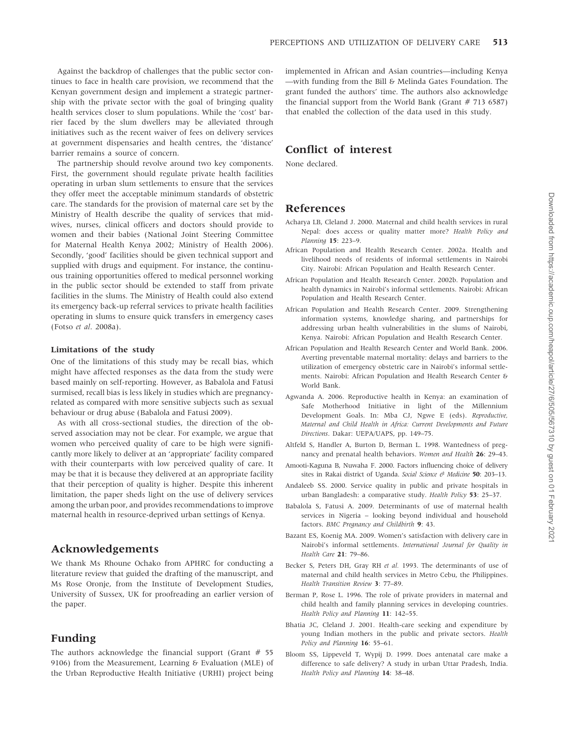Against the backdrop of challenges that the public sector continues to face in health care provision, we recommend that the Kenyan government design and implement a strategic partnership with the private sector with the goal of bringing quality health services closer to slum populations. While the 'cost' barrier faced by the slum dwellers may be alleviated through initiatives such as the recent waiver of fees on delivery services at government dispensaries and health centres, the 'distance' barrier remains a source of concern.

The partnership should revolve around two key components. First, the government should regulate private health facilities operating in urban slum settlements to ensure that the services they offer meet the acceptable minimum standards of obstetric care. The standards for the provision of maternal care set by the Ministry of Health describe the quality of services that midwives, nurses, clinical officers and doctors should provide to women and their babies (National Joint Steering Committee for Maternal Health Kenya 2002; Ministry of Health 2006). Secondly, 'good' facilities should be given technical support and supplied with drugs and equipment. For instance, the continuous training opportunities offered to medical personnel working in the public sector should be extended to staff from private facilities in the slums. The Ministry of Health could also extend its emergency back-up referral services to private health facilities operating in slums to ensure quick transfers in emergency cases (Fotso *et al*. 2008a).

### Limitations of the study

One of the limitations of this study may be recall bias, which might have affected responses as the data from the study were based mainly on self-reporting. However, as Babalola and Fatusi surmised, recall bias is less likely in studies which are pregnancy-related as compared with more sensitive subjects such as sexual behaviour or drug abuse (Babalola and Fatusi 2009).

As with all cross-sectional studies, the direction of the observed association may not be clear. For example, we argue that women who perceived quality of care to be high were significantly more likely to deliver at an 'appropriate' facility compared with their counterparts with low perceived quality of care. It may be that it is because they delivered at an appropriate facility that their perception of quality is higher. Despite this inherent limitation, the paper sheds light on the use of delivery services among the urban poor, and provides recommendations to improve maternal health in resource-deprived urban settings of Kenya.

## Acknowledgements

We thank Ms Rhoune Ochako from APHRC for conducting a literature review that guided the drafting of the manuscript, and Ms Rose Oronje, from the Institute of Development Studies, University of Sussex, UK for proofreading an earlier version of the paper.

## Funding

The authors acknowledge the financial support (Grant # 55 9106) from the Measurement, Learning & Evaluation (MLE) of the Urban Reproductive Health Initiative (URHI) project being implemented in African and Asian countries—including Kenya —with funding from the Bill & Melinda Gates Foundation. The grant funded the authors' time. The authors also acknowledge the financial support from the World Bank (Grant # 713 6587) that enabled the collection of the data used in this study.

## Conflict of interest

None declared.

## References

Acharya LB, Cleland J. 2000. Maternal and child health services in rural Nepal: does access or quality matter more? *Health Policy and Planning* **15**: 223–9.

African Population and Health Research Center. 2002a. Health and livelihood needs of residents of informal settlements in Nairobi City. Nairobi: African Population and Health Research Center.

African Population and Health Research Center. 2002b. Population and health dynamics in Nairobi's informal settlements. Nairobi: African Population and Health Research Center.

African Population and Health Research Center. 2009. Strengthening information systems, knowledge sharing, and partnerships for addressing urban health vulnerabilities in the slums of Nairobi, Kenya. Nairobi: African Population and Health Research Center.

African Population and Health Research Center and World Bank. 2006. Averting preventable maternal mortality: delays and barriers to the utilization of emergency obstetric care in Nairobi's informal settlements. Nairobi: African Population and Health Research Center & World Bank.

Agwanda A. 2006. Reproductive health in Kenya: an examination of Safe Motherhood Initiative in light of the Millennium Development Goals. In: Mba CJ, Ngwe E (eds). *Reproductive, Maternal and Child Health in Africa: Current Developments and Future Directions*. Dakar: UEPA/UAPS, pp. 149–75.

Altfeld S, Handler A, Burton D, Berman L. 1998. Wantedness of pregnancy and prenatal health behaviors. *Women and Health* **26**: 29–43.

Amooti-Kaguna B, Nuwaha F. 2000. Factors influencing choice of delivery sites in Rakai district of Uganda. *Social Science & Medicine* **50**: 203–13.

Andaleeb SS. 2000. Service quality in public and private hospitals in urban Bangladesh: a comparative study. *Health Policy* **53**: 25–37.

Babalola S, Fatusi A. 2009. Determinants of use of maternal health services in Nigeria – looking beyond individual and household factors. *BMC Pregnancy and Childbirth* **9**: 43.

Bazant ES, Koenig MA. 2009. Women's satisfaction with delivery care in Nairobi's informal settlements. *International Journal for Quality in Health Care* **21**: 79–86.

Becker S, Peters DH, Gray RH *et al.* 1993. The determinants of use of maternal and child health services in Metro Cebu, the Philippines. *Health Transition Review* **3**: 77–89.

Berman P, Rose L. 1996. The role of private providers in maternal and child health and family planning services in developing countries. *Health Policy and Planning* **11**: 142–55.

Bhatia JC, Cleland J. 2001. Health-care seeking and expenditure by young Indian mothers in the public and private sectors. *Health Policy and Planning* **16**: 55–61.

Bloom SS, Lippeveld T, Wypij D. 1999. Does antenatal care make a difference to safe delivery? A study in urban Uttar Pradesh, India. *Health Policy and Planning* **14**: 38–48.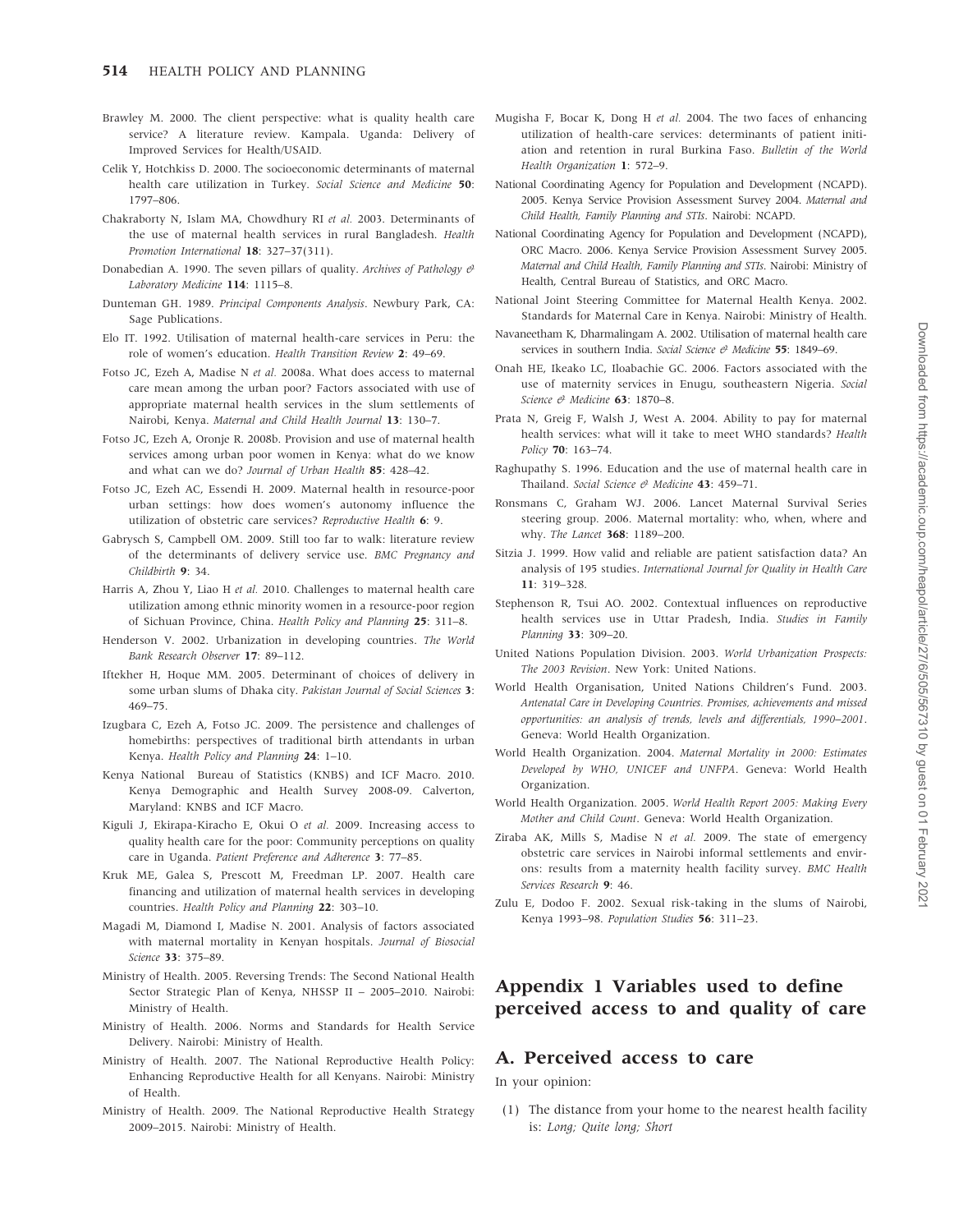Brawley M. 2000. The client perspective: what is quality health care service? A literature review. Kampala. Uganda: Delivery of Improved Services for Health/USAID.

Celik Y, Hotchkiss D. 2000. The socioeconomic determinants of maternal health care utilization in Turkey. *Social Science and Medicine* **50**: 1797–806.

Chakraborty N, Islam MA, Chowdhury RI *et al.* 2003. Determinants of the use of maternal health services in rural Bangladesh. *Health Promotion International* **18**: 327–37(311).

Donabedian A. 1990. The seven pillars of quality. *Archives of Pathology & Laboratory Medicine* **114**: 1115–8.

Dunteman GH. 1989. *Principal Components Analysis*. Newbury Park, CA: Sage Publications.

Elo IT. 1992. Utilisation of maternal health-care services in Peru: the role of women's education. *Health Transition Review* **2**: 49–69.

Fotso JC, Ezeh A, Madise N *et al.* 2008a. What does access to maternal care mean among the urban poor? Factors associated with use of appropriate maternal health services in the slum settlements of Nairobi, Kenya. *Maternal and Child Health Journal* **13**: 130–7.

Fotso JC, Ezeh A, Oronje R. 2008b. Provision and use of maternal health services among urban poor women in Kenya: what do we know and what can we do? *Journal of Urban Health* **85**: 428–42.

Fotso JC, Ezeh AC, Essendi H. 2009. Maternal health in resource-poor urban settings: how does women's autonomy influence the utilization of obstetric care services? *Reproductive Health* **6**: 9.

Gabrysch S, Campbell OM. 2009. Still too far to walk: literature review of the determinants of delivery service use. *BMC Pregnancy and Childbirth* **9**: 34.

Harris A, Zhou Y, Liao H *et al.* 2010. Challenges to maternal health care utilization among ethnic minority women in a resource-poor region of Sichuan Province, China. *Health Policy and Planning* **25**: 311–8.

Henderson V. 2002. Urbanization in developing countries. *The World Bank Research Observer* **17**: 89–112.

Iftekher H, Hoque MM. 2005. Determinant of choices of delivery in some urban slums of Dhaka city. *Pakistan Journal of Social Sciences* **3**: 469–75.

Izugbara C, Ezeh A, Fotso JC. 2009. The persistence and challenges of homebirths: perspectives of traditional birth attendants in urban Kenya. *Health Policy and Planning* **24**: 1–10.

Kenya National Bureau of Statistics (KNBS) and ICF Macro. 2010. Kenya Demographic and Health Survey 2008-09. Calverton, Maryland: KNBS and ICF Macro.

Kiguli J, Ekirapa-Kiracho E, Okui O *et al.* 2009. Increasing access to quality health care for the poor: Community perceptions on quality care in Uganda. *Patient Preference and Adherence* **3**: 77–85.

Kruk ME, Galea S, Prescott M, Freedman LP. 2007. Health care financing and utilization of maternal health services in developing countries. *Health Policy and Planning* **22**: 303–10.

Magadi M, Diamond I, Madise N. 2001. Analysis of factors associated with maternal mortality in Kenyan hospitals. *Journal of Biosocial Science* **33**: 375–89.

Ministry of Health. 2005. Reversing Trends: The Second National Health Sector Strategic Plan of Kenya, NHSSP II – 2005–2010. Nairobi: Ministry of Health.

Ministry of Health. 2006. Norms and Standards for Health Service Delivery. Nairobi: Ministry of Health.

Ministry of Health. 2007. The National Reproductive Health Policy: Enhancing Reproductive Health for all Kenyans. Nairobi: Ministry of Health.

Ministry of Health. 2009. The National Reproductive Health Strategy 2009–2015. Nairobi: Ministry of Health.

Mugisha F, Bocar K, Dong H *et al.* 2004. The two faces of enhancing utilization of health-care services: determinants of patient initiation and retention in rural Burkina Faso. *Bulletin of the World Health Organization* **1**: 572–9.

National Coordinating Agency for Population and Development (NCAPD). 2005. Kenya Service Provision Assessment Survey 2004. *Maternal and Child Health, Family Planning and STIs*. Nairobi: NCAPD.

National Coordinating Agency for Population and Development (NCAPD), ORC Macro. 2006. Kenya Service Provision Assessment Survey 2005. *Maternal and Child Health, Family Planning and STIs*. Nairobi: Ministry of Health, Central Bureau of Statistics, and ORC Macro.

National Joint Steering Committee for Maternal Health Kenya. 2002. Standards for Maternal Care in Kenya. Nairobi: Ministry of Health.

Navaneetham K, Dharmalingam A. 2002. Utilisation of maternal health care services in southern India. *Social Science & Medicine* **55**: 1849–69.

Onah HE, Ikeako LC, Iloabachie GC. 2006. Factors associated with the use of maternity services in Enugu, southeastern Nigeria. *Social Science & Medicine* **63**: 1870–8.

Prata N, Greig F, Walsh J, West A. 2004. Ability to pay for maternal health services: what will it take to meet WHO standards? *Health Policy* **70**: 163–74.

Raghupathy S. 1996. Education and the use of maternal health care in Thailand. *Social Science & Medicine* **43**: 459–71.

Ronsmans C, Graham WJ. 2006. Lancet Maternal Survival Series steering group. 2006. Maternal mortality: who, when, where and why. *The Lancet* **368**: 1189–200.

Sitzia J. 1999. How valid and reliable are patient satisfaction data? An analysis of 195 studies. *International Journal for Quality in Health Care* **11**: 319–328.

Stephenson R, Tsui AO. 2002. Contextual influences on reproductive health services use in Uttar Pradesh, India. *Studies in Family Planning* **33**: 309–20.

United Nations Population Division. 2003. *World Urbanization Prospects: The 2003 Revision*. New York: United Nations.

World Health Organisation, United Nations Children's Fund. 2003. *Antenatal Care in Developing Countries. Promises, achievements and missed opportunities: an analysis of trends, levels and differentials, 1990–2001*. Geneva: World Health Organization.

World Health Organization. 2004. *Maternal Mortality in 2000: Estimates Developed by WHO, UNICEF and UNFPA*. Geneva: World Health Organization.

World Health Organization. 2005. *World Health Report 2005: Making Every Mother and Child Count*. Geneva: World Health Organization.

Ziraba AK, Mills S, Madise N *et al.* 2009. The state of emergency obstetric care services in Nairobi informal settlements and environs: results from a maternity health facility survey. *BMC Health Services Research* **9**: 46.

Zulu E, Dodoo F. 2002. Sexual risk-taking in the slums of Nairobi, Kenya 1993–98. *Population Studies* **56**: 311–23.

## Appendix 1 Variables used to define perceived access to and quality of care

### A. Perceived access to care

In your opinion:

(1) The distance from your home to the nearest health facility is: *Long; Quite long; Short*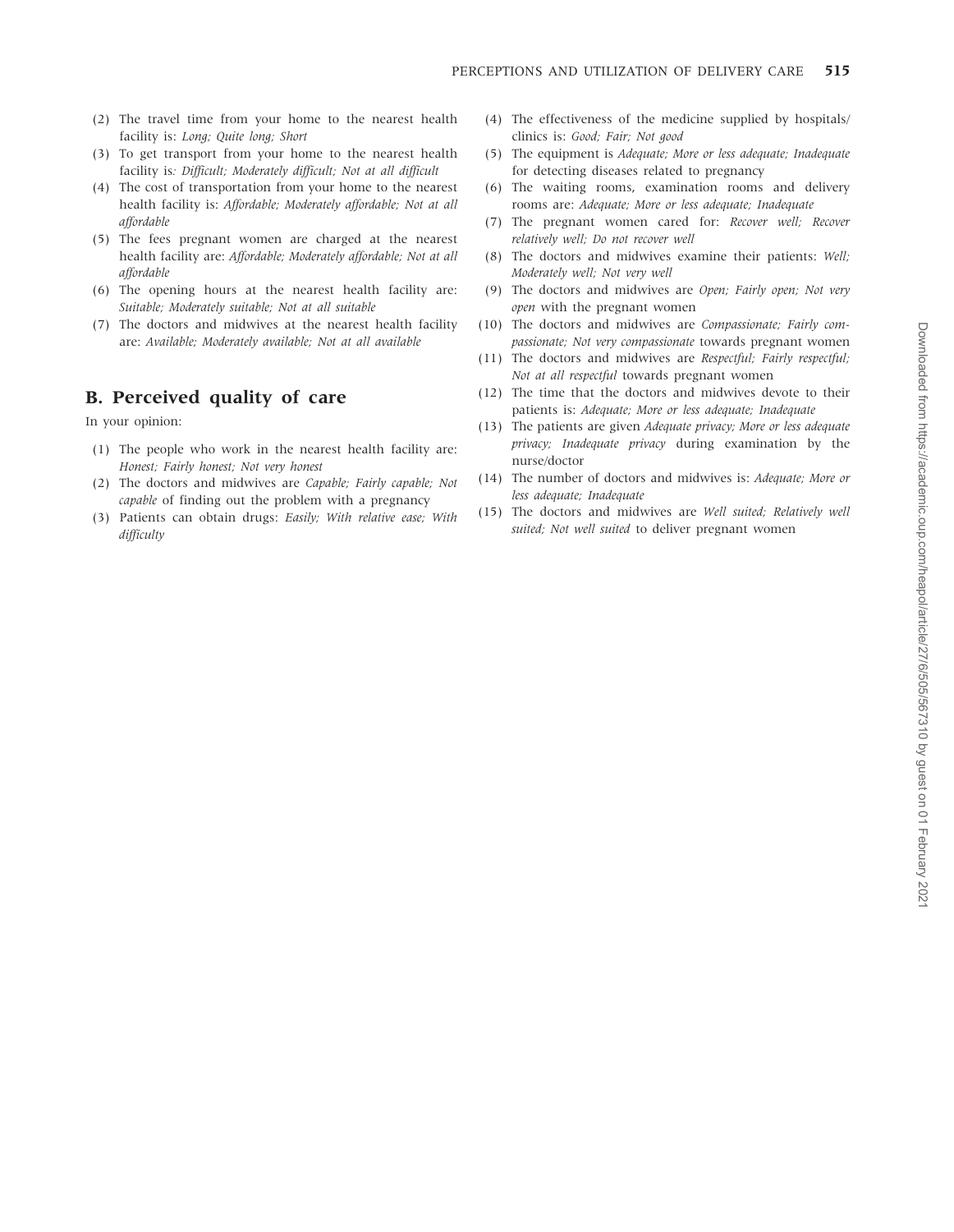(2) The travel time from your home to the nearest health facility is: *Long; Quite long; Short*

(3) To get transport from your home to the nearest health facility is*: Difficult; Moderately difficult; Not at all difficult*

(4) The cost of transportation from your home to the nearest health facility is: *Affordable; Moderately affordable; Not at all affordable*

(5) The fees pregnant women are charged at the nearest health facility are: *Affordable; Moderately affordable; Not at all affordable*

(6) The opening hours at the nearest health facility are: *Suitable; Moderately suitable; Not at all suitable*

(7) The doctors and midwives at the nearest health facility are: *Available; Moderately available; Not at all available*

## B. Perceived quality of care

In your opinion:

(1) The people who work in the nearest health facility are: *Honest; Fairly honest; Not very honest*

(2) The doctors and midwives are *Capable; Fairly capable; Not capable* of finding out the problem with a pregnancy

(3) Patients can obtain drugs: *Easily; With relative ease; With difficulty*

(4) The effectiveness of the medicine supplied by hospitals/clinics is: *Good; Fair; Not good*

(5) The equipment is *Adequate; More or less adequate; Inadequate* for detecting diseases related to pregnancy

(6) The waiting rooms, examination rooms and delivery rooms are: *Adequate; More or less adequate; Inadequate*

(7) The pregnant women cared for: *Recover well; Recover relatively well; Do not recover well*

(8) The doctors and midwives examine their patients: *Well; Moderately well; Not very well*

(9) The doctors and midwives are *Open; Fairly open; Not very open* with the pregnant women

(10) The doctors and midwives are *Compassionate; Fairly compassionate; Not very compassionate* towards pregnant women

(11) The doctors and midwives are *Respectful; Fairly respectful; Not at all respectful* towards pregnant women

(12) The time that the doctors and midwives devote to their patients is: *Adequate; More or less adequate; Inadequate*

(13) The patients are given *Adequate privacy; More or less adequate privacy; Inadequate privacy* during examination by the nurse/doctor

(14) The number of doctors and midwives is: *Adequate; More or less adequate; Inadequate*

(15) The doctors and midwives are *Well suited; Relatively well suited; Not well suited* to deliver pregnant women